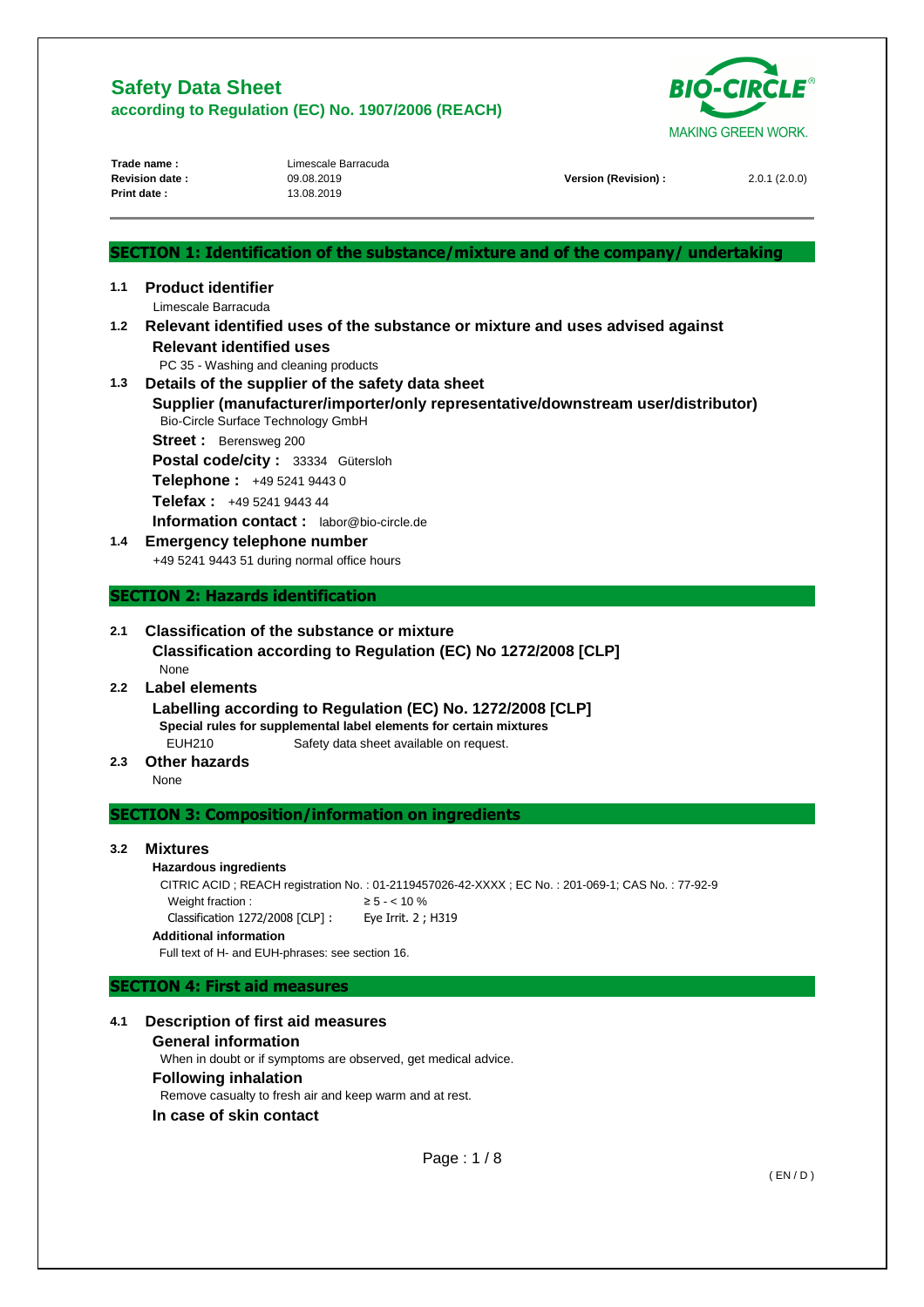# Safety Data Sheet
**according to Regulation (EC) No. 1907/2006 (REACH)**

| | | | |
|---|---|---|---|
| **Trade name :** | Limescale Barracuda | | |
| **Revision date :** | 09.08.2019 | **Version (Revision) :** | 2.0.1 (2.0.0) |
| **Print date :** | 13.08.2019 | | |

## SECTION 1: Identification of the substance/mixture and of the company/ undertaking

### 1.1 Product identifier

Limescale Barracuda

### 1.2 Relevant identified uses of the substance or mixture and uses advised against

**Relevant identified uses**

PC 35 - Washing and cleaning products

### 1.3 Details of the supplier of the safety data sheet

**Supplier (manufacturer/importer/only representative/downstream user/distributor)**

Bio-Circle Surface Technology GmbH

**Street :** Berensweg 200

**Postal code/city :** 33334 Gütersloh

**Telephone :** +49 5241 9443 0

**Telefax :** +49 5241 9443 44

**Information contact :** labor@bio-circle.de

### 1.4 Emergency telephone number

+49 5241 9443 51 during normal office hours

## SECTION 2: Hazards identification

### 2.1 Classification of the substance or mixture

**Classification according to Regulation (EC) No 1272/2008 [CLP]**

None

### 2.2 Label elements

**Labelling according to Regulation (EC) No. 1272/2008 [CLP]**

**Special rules for supplemental label elements for certain mixtures**

EUH210 Safety data sheet available on request.

### 2.3 Other hazards

None

## SECTION 3: Composition/information on ingredients

### 3.2 Mixtures

**Hazardous ingredients**

CITRIC ACID ; REACH registration No. : 01-2119457026-42-XXXX ; EC No. : 201-069-1; CAS No. : 77-92-9

Weight fraction : ≥ 5 - < 10 %

Classification 1272/2008 [CLP] : Eye Irrit. 2 ; H319

**Additional information**

Full text of H- and EUH-phrases: see section 16.

## SECTION 4: First aid measures

### 4.1 Description of first aid measures

**General information**

When in doubt or if symptoms are observed, get medical advice.

**Following inhalation**

Remove casualty to fresh air and keep warm and at rest.

**In case of skin contact**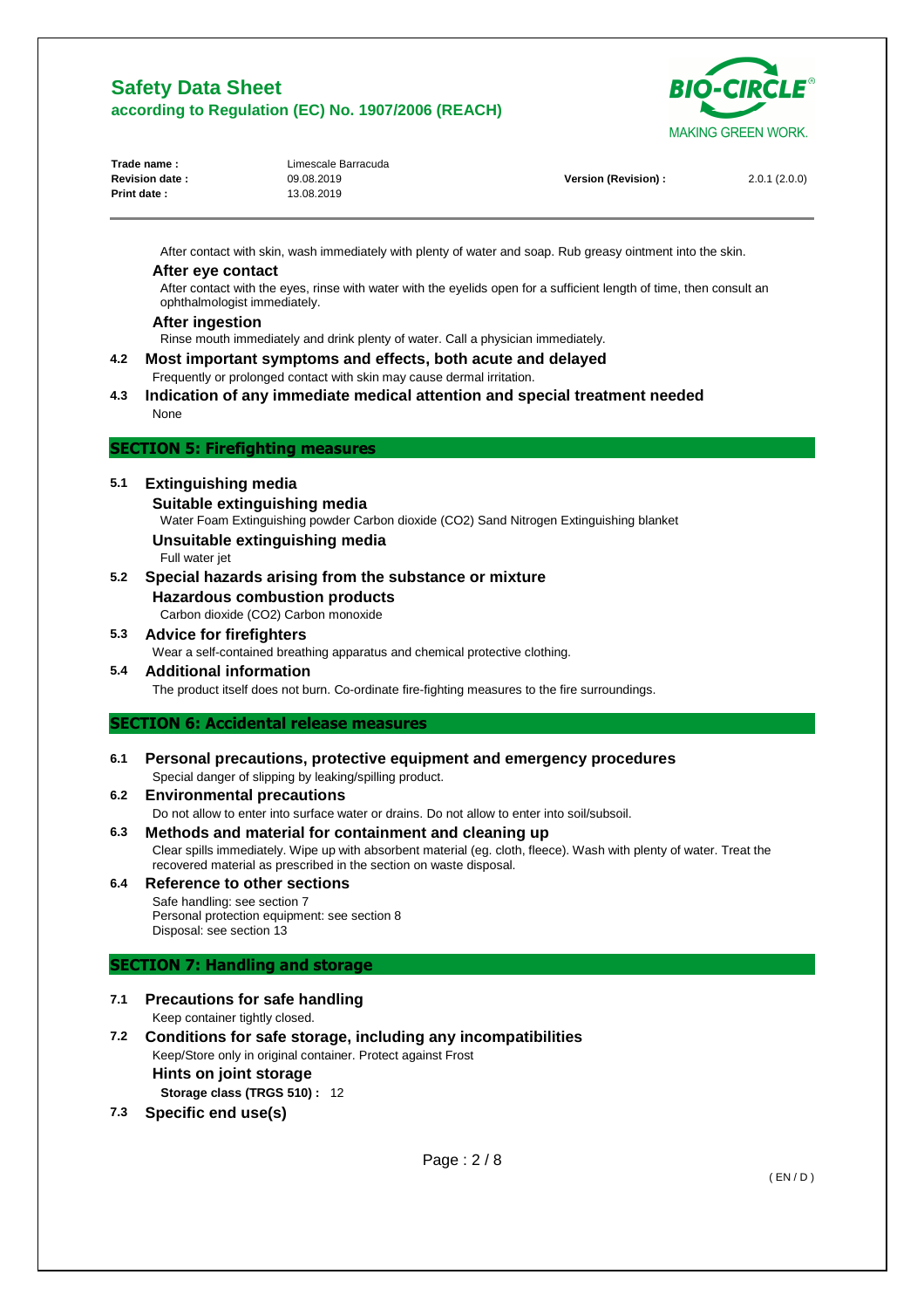After contact with skin, wash immediately with plenty of water and soap. Rub greasy ointment into the skin.

#### After eye contact

After contact with the eyes, rinse with water with the eyelids open for a sufficient length of time, then consult an ophthalmologist immediately.

#### After ingestion

Rinse mouth immediately and drink plenty of water. Call a physician immediately.

### 4.2 Most important symptoms and effects, both acute and delayed

Frequently or prolonged contact with skin may cause dermal irritation.

### 4.3 Indication of any immediate medical attention and special treatment needed

None

## SECTION 5: Firefighting measures

### 5.1 Extinguishing media

#### Suitable extinguishing media

Water Foam Extinguishing powder Carbon dioxide ($CO_2$) Sand Nitrogen Extinguishing blanket

#### Unsuitable extinguishing media

Full water jet

### 5.2 Special hazards arising from the substance or mixture

#### Hazardous combustion products

Carbon dioxide ($CO_2$) Carbon monoxide

### 5.3 Advice for firefighters

Wear a self-contained breathing apparatus and chemical protective clothing.

### 5.4 Additional information

The product itself does not burn. Co-ordinate fire-fighting measures to the fire surroundings.

## SECTION 6: Accidental release measures

### 6.1 Personal precautions, protective equipment and emergency procedures

Special danger of slipping by leaking/spilling product.

### 6.2 Environmental precautions

Do not allow to enter into surface water or drains. Do not allow to enter into soil/subsoil.

### 6.3 Methods and material for containment and cleaning up

Clear spills immediately. Wipe up with absorbent material (eg. cloth, fleece). Wash with plenty of water. Treat the recovered material as prescribed in the section on waste disposal.

### 6.4 Reference to other sections

Safe handling: see section 7
Personal protection equipment: see section 8
Disposal: see section 13

## SECTION 7: Handling and storage

### 7.1 Precautions for safe handling

Keep container tightly closed.

### 7.2 Conditions for safe storage, including any incompatibilities

Keep/Store only in original container. Protect against Frost

#### Hints on joint storage

**Storage class (TRGS 510) :** 12

### 7.3 Specific end use(s)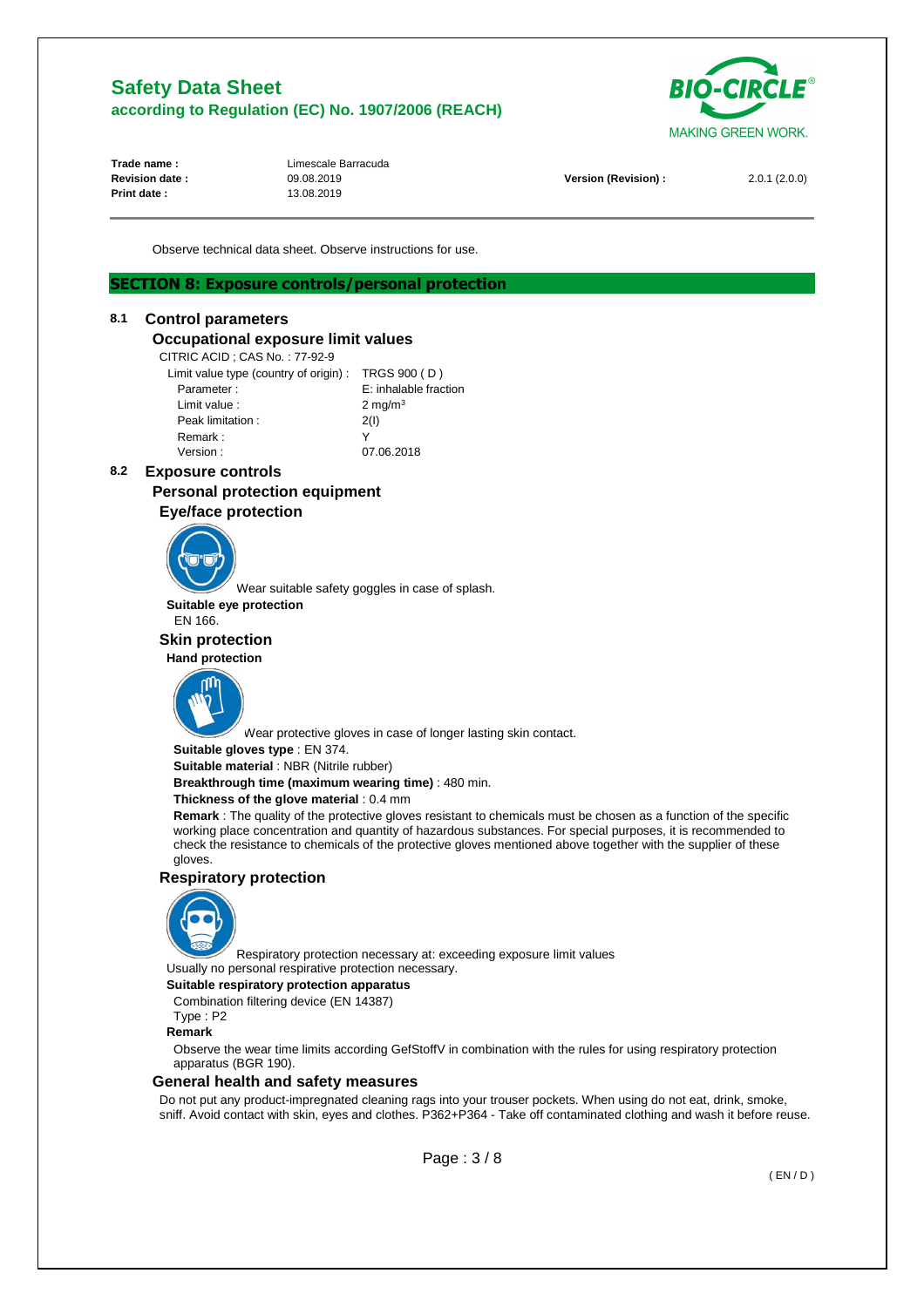Observe technical data sheet. Observe instructions for use.

## SECTION 8: Exposure controls/personal protection

### 8.1 Control parameters

#### Occupational exposure limit values

CITRIC ACID ; CAS No. : 77-92-9

| | |
|---|---|
| Limit value type (country of origin) : | TRGS 900 ( D ) |
| Parameter : | E: inhalable fraction |
| Limit value : | 2 mg/m³ |
| Peak limitation : | 2(I) |
| Remark : | Y |
| Version : | 07.06.2018 |

### 8.2 Exposure controls

#### Personal protection equipment

##### Eye/face protection

Wear suitable safety goggles in case of splash.

**Suitable eye protection**

EN 166.

##### Skin protection

**Hand protection**

Wear protective gloves in case of longer lasting skin contact.

**Suitable gloves type** : EN 374.

**Suitable material** : NBR (Nitrile rubber)

**Breakthrough time (maximum wearing time)** : 480 min.

**Thickness of the glove material** : 0.4 mm

**Remark** : The quality of the protective gloves resistant to chemicals must be chosen as a function of the specific working place concentration and quantity of hazardous substances. For special purposes, it is recommended to check the resistance to chemicals of the protective gloves mentioned above together with the supplier of these gloves.

##### Respiratory protection

Respiratory protection necessary at: exceeding exposure limit values

Usually no personal respirative protection necessary.

**Suitable respiratory protection apparatus**

Combination filtering device (EN 14387)

Type : P2

**Remark**

Observe the wear time limits according GefStoffV in combination with the rules for using respiratory protection apparatus (BGR 190).

#### General health and safety measures

Do not put any product-impregnated cleaning rags into your trouser pockets. When using do not eat, drink, smoke, sniff. Avoid contact with skin, eyes and clothes. P362+P364 - Take off contaminated clothing and wash it before reuse.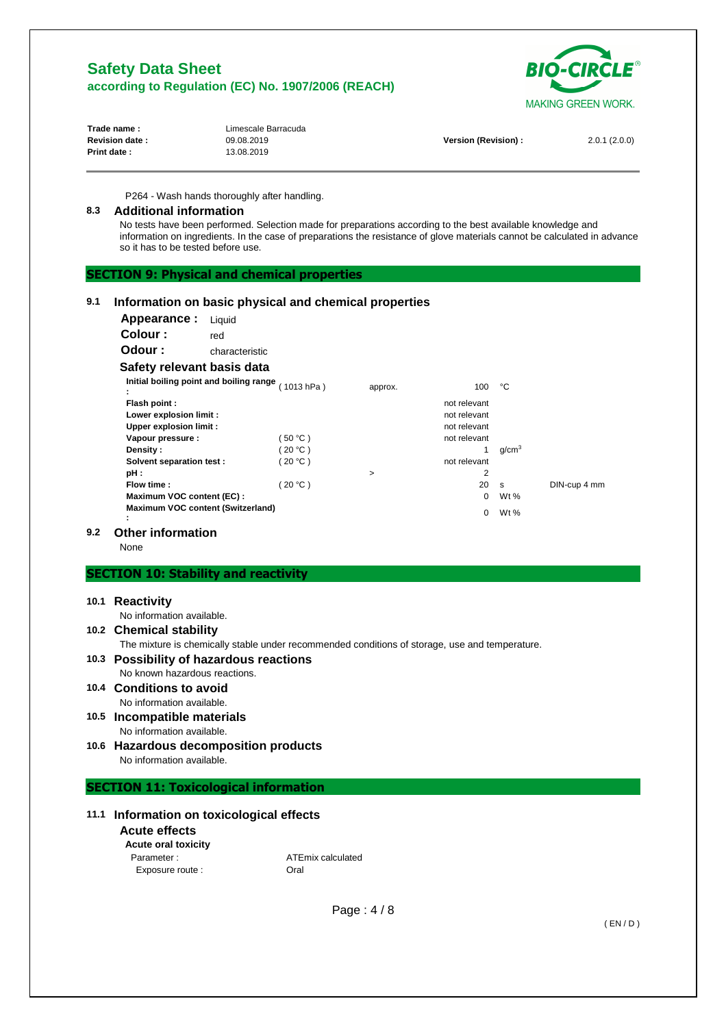P264 - Wash hands thoroughly after handling.

### 8.3 Additional information

No tests have been performed. Selection made for preparations according to the best available knowledge and information on ingredients. In the case of preparations the resistance of glove materials cannot be calculated in advance so it has to be tested before use.

## SECTION 9: Physical and chemical properties

### 9.1 Information on basic physical and chemical properties

**Appearance :** Liquid

**Colour :** red

**Odour :** characteristic

**Safety relevant basis data**

| | | | | | |
|---|---|---|---|---|---|
| **Initial boiling point and boiling range :** | ( 1013 hPa ) | approx. | 100 | °C | |
| **Flash point :** | | | not relevant | | |
| **Lower explosion limit :** | | | not relevant | | |
| **Upper explosion limit :** | | | not relevant | | |
| **Vapour pressure :** | ( 50 °C ) | | not relevant | | |
| **Density :** | ( 20 °C ) | | 1 | $g/cm^3$ | |
| **Solvent separation test :** | ( 20 °C ) | | not relevant | | |
| **pH :** | | > | 2 | | |
| **Flow time :** | ( 20 °C ) | | 20 | s | DIN-cup 4 mm |
| **Maximum VOC content (EC) :** | | | 0 | Wt % | |
| **Maximum VOC content (Switzerland) :** | | | 0 | Wt % | |

### 9.2 Other information

None

## SECTION 10: Stability and reactivity

### 10.1 Reactivity

No information available.

### 10.2 Chemical stability

The mixture is chemically stable under recommended conditions of storage, use and temperature.

### 10.3 Possibility of hazardous reactions

No known hazardous reactions.

### 10.4 Conditions to avoid

No information available.

### 10.5 Incompatible materials

No information available.

### 10.6 Hazardous decomposition products

No information available.

## SECTION 11: Toxicological information

### 11.1 Information on toxicological effects

**Acute effects**

**Acute oral toxicity**

Parameter : ATEmix calculated

Exposure route : Oral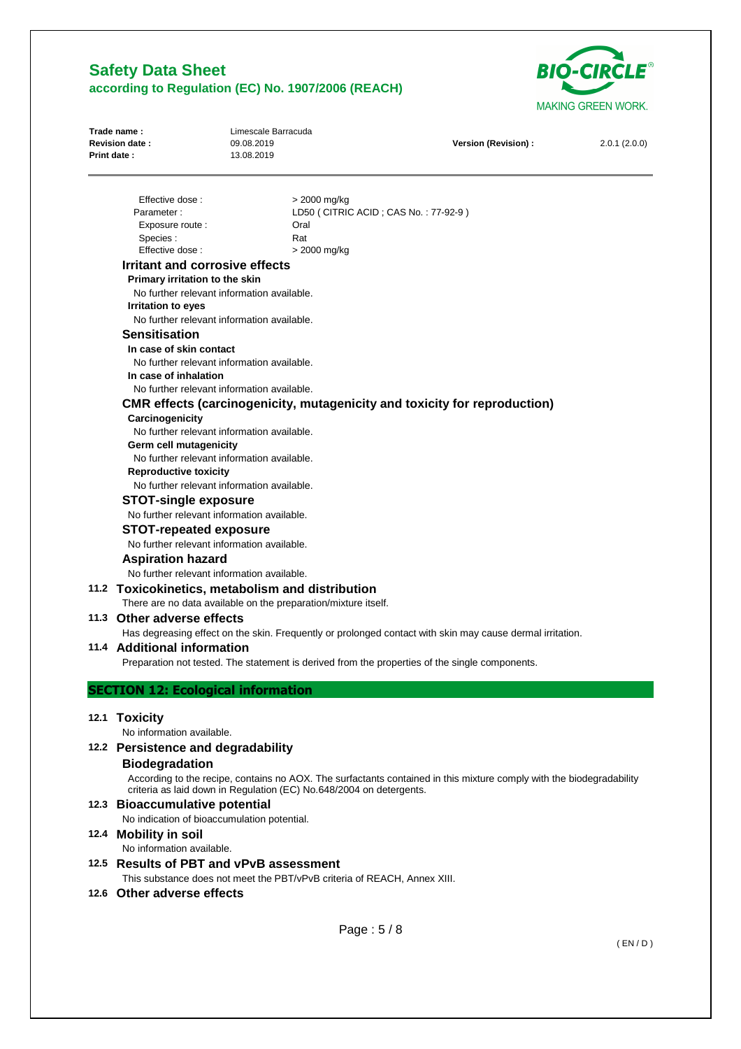| | |
|---|---|
| Effective dose : | > 2000 mg/kg |
| Parameter : | LD50 ( CITRIC ACID ; CAS No. : 77-92-9 ) |
| Exposure route : | Oral |
| Species : | Rat |
| Effective dose : | > 2000 mg/kg |

### Irritant and corrosive effects

**Primary irritation to the skin**

No further relevant information available.

**Irritation to eyes**

No further relevant information available.

### Sensitisation

**In case of skin contact**

No further relevant information available.

**In case of inhalation**

No further relevant information available.

### CMR effects (carcinogenicity, mutagenicity and toxicity for reproduction)

**Carcinogenicity**

No further relevant information available.

**Germ cell mutagenicity**

No further relevant information available.

**Reproductive toxicity**

No further relevant information available.

### STOT-single exposure

No further relevant information available.

### STOT-repeated exposure

No further relevant information available.

### Aspiration hazard

No further relevant information available.

### 11.2 Toxicokinetics, metabolism and distribution

There are no data available on the preparation/mixture itself.

### 11.3 Other adverse effects

Has degreasing effect on the skin. Frequently or prolonged contact with skin may cause dermal irritation.

### 11.4 Additional information

Preparation not tested. The statement is derived from the properties of the single components.

## SECTION 12: Ecological information

### 12.1 Toxicity

No information available.

### 12.2 Persistence and degradability

#### Biodegradation

According to the recipe, contains no AOX. The surfactants contained in this mixture comply with the biodegradability criteria as laid down in Regulation (EC) No.648/2004 on detergents.

### 12.3 Bioaccumulative potential

No indication of bioaccumulation potential.

### 12.4 Mobility in soil

No information available.

### 12.5 Results of PBT and vPvB assessment

This substance does not meet the PBT/vPvB criteria of REACH, Annex XIII.

### 12.6 Other adverse effects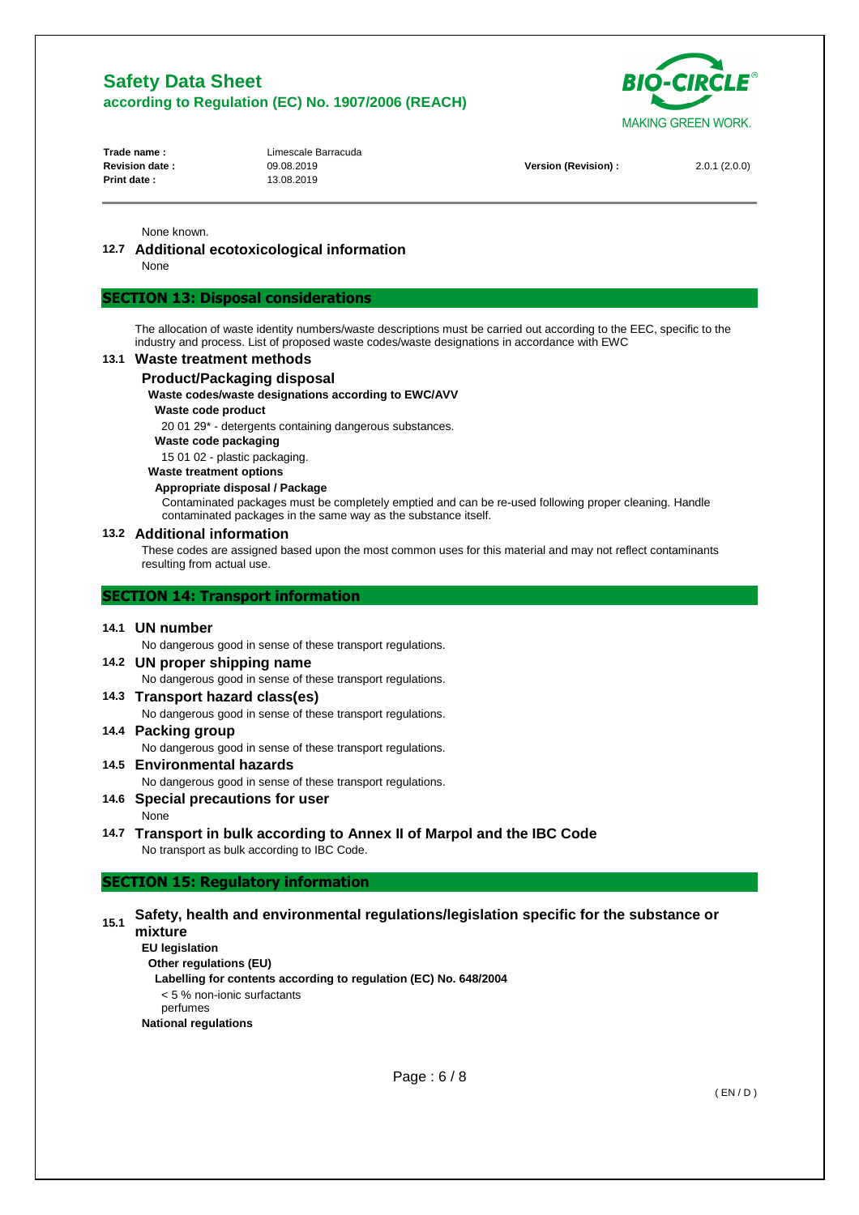None known.

### 12.7 Additional ecotoxicological information

None

## SECTION 13: Disposal considerations

The allocation of waste identity numbers/waste descriptions must be carried out according to the EEC, specific to the industry and process. List of proposed waste codes/waste designations in accordance with EWC

### 13.1 Waste treatment methods

#### Product/Packaging disposal

**Waste codes/waste designations according to EWC/AVV**

**Waste code product**

20 01 29* - detergents containing dangerous substances.

**Waste code packaging**

15 01 02 - plastic packaging.

**Waste treatment options**

**Appropriate disposal / Package**

Contaminated packages must be completely emptied and can be re-used following proper cleaning. Handle contaminated packages in the same way as the substance itself.

### 13.2 Additional information

These codes are assigned based upon the most common uses for this material and may not reflect contaminants resulting from actual use.

## SECTION 14: Transport information

### 14.1 UN number

No dangerous good in sense of these transport regulations.

### 14.2 UN proper shipping name

No dangerous good in sense of these transport regulations.

### 14.3 Transport hazard class(es)

No dangerous good in sense of these transport regulations.

### 14.4 Packing group

No dangerous good in sense of these transport regulations.

### 14.5 Environmental hazards

No dangerous good in sense of these transport regulations.

### 14.6 Special precautions for user

None

### 14.7 Transport in bulk according to Annex II of Marpol and the IBC Code

No transport as bulk according to IBC Code.

## SECTION 15: Regulatory information

### 15.1 Safety, health and environmental regulations/legislation specific for the substance or mixture

**EU legislation**

**Other regulations (EU)**

**Labelling for contents according to regulation (EC) No. 648/2004**

< 5 % non-ionic surfactants
perfumes

**National regulations**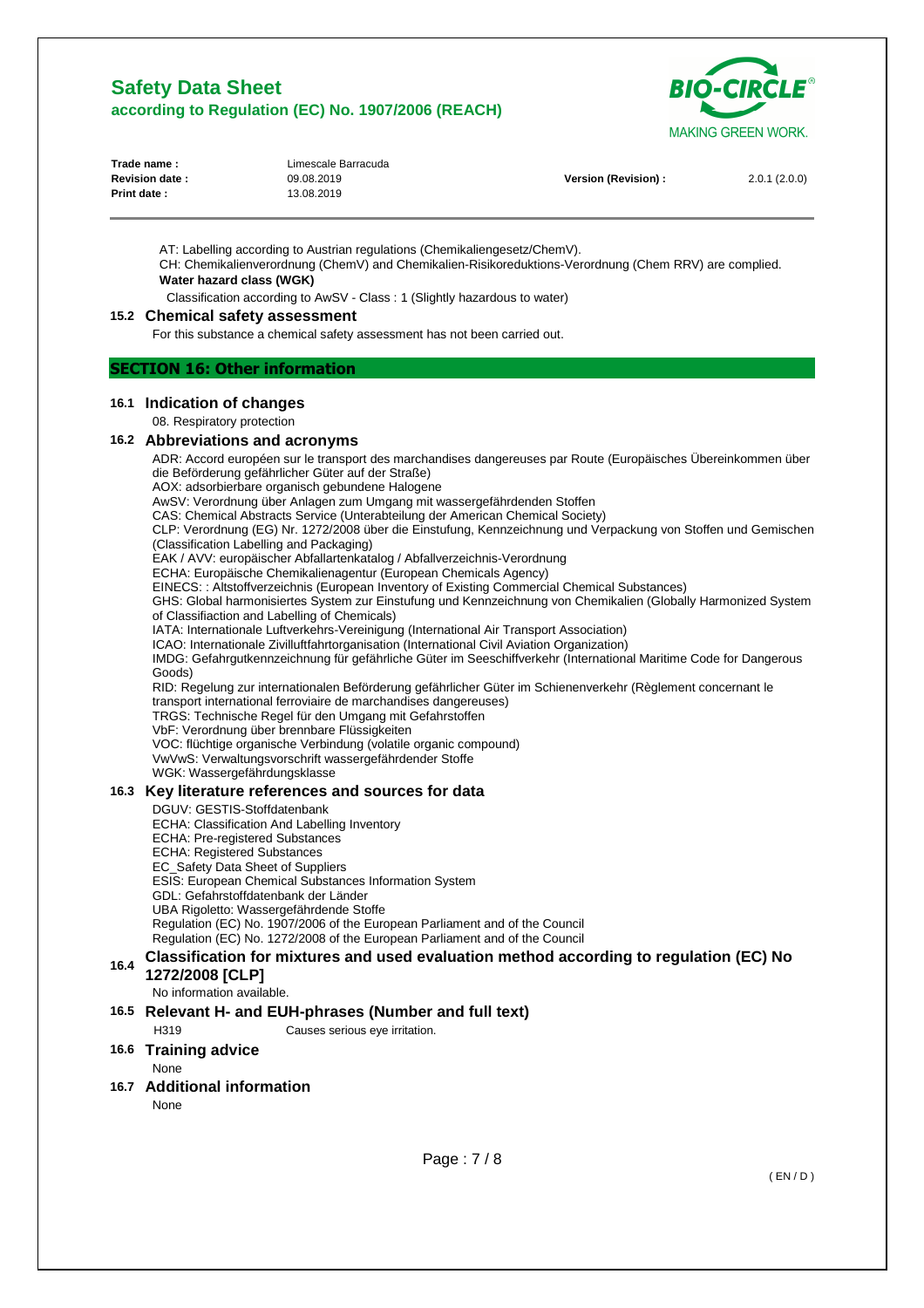AT: Labelling according to Austrian regulations (Chemikaliengesetz/ChemV).

CH: Chemikalienverordnung (ChemV) and Chemikalien-Risikoreduktions-Verordnung (Chem RRV) are complied.

**Water hazard class (WGK)**

Classification according to AwSV - Class : 1 (Slightly hazardous to water)

### 15.2 Chemical safety assessment

For this substance a chemical safety assessment has not been carried out.

## SECTION 16: Other information

### 16.1 Indication of changes

08. Respiratory protection

### 16.2 Abbreviations and acronyms

ADR: Accord européen sur le transport des marchandises dangereuses par Route (Europäisches Übereinkommen über die Beförderung gefährlicher Güter auf der Straße)
AOX: adsorbierbare organisch gebundene Halogene
AwSV: Verordnung über Anlagen zum Umgang mit wassergefährdenden Stoffen
CAS: Chemical Abstracts Service (Unterabteilung der American Chemical Society)
CLP: Verordnung (EG) Nr. 1272/2008 über die Einstufung, Kennzeichnung und Verpackung von Stoffen und Gemischen (Classification Labelling and Packaging)
EAK / AVV: europäischer Abfallartenkatalog / Abfallverzeichnis-Verordnung
ECHA: Europäische Chemikalienagentur (European Chemicals Agency)
EINECS: : Altstoffverzeichnis (European Inventory of Existing Commercial Chemical Substances)
GHS: Global harmonisiertes System zur Einstufung und Kennzeichnung von Chemikalien (Globally Harmonized System of Classifiaction and Labelling of Chemicals)
IATA: Internationale Luftverkehrs-Vereinigung (International Air Transport Association)
ICAO: Internationale Zivilluftfahrtorganisation (International Civil Aviation Organization)
IMDG: Gefahrgutkennzeichnung für gefährliche Güter im Seeschiffverkehr (International Maritime Code for Dangerous Goods)
RID: Regelung zur internationalen Beförderung gefährlicher Güter im Schienenverkehr (Règlement concernant le transport international ferroviaire de marchandises dangereuses)
TRGS: Technische Regel für den Umgang mit Gefahrstoffen
VbF: Verordnung über brennbare Flüssigkeiten
VOC: flüchtige organische Verbindung (volatile organic compound)
VwVwS: Verwaltungsvorschrift wassergefährdender Stoffe
WGK: Wassergefährdungsklasse

### 16.3 Key literature references and sources for data

DGUV: GESTIS-Stoffdatenbank
ECHA: Classification And Labelling Inventory
ECHA: Pre-registered Substances
ECHA: Registered Substances
EC_Safety Data Sheet of Suppliers
ESIS: European Chemical Substances Information System
GDL: Gefahrstoffdatenbank der Länder
UBA Rigoletto: Wassergefährdende Stoffe
Regulation (EC) No. 1907/2006 of the European Parliament and of the Council
Regulation (EC) No. 1272/2008 of the European Parliament and of the Council

### 16.4 Classification for mixtures and used evaluation method according to regulation (EC) No 1272/2008 [CLP]

No information available.

### 16.5 Relevant H- and EUH-phrases (Number and full text)

| | |
|---|---|
| H319 | Causes serious eye irritation. |

### 16.6 Training advice

None

### 16.7 Additional information

None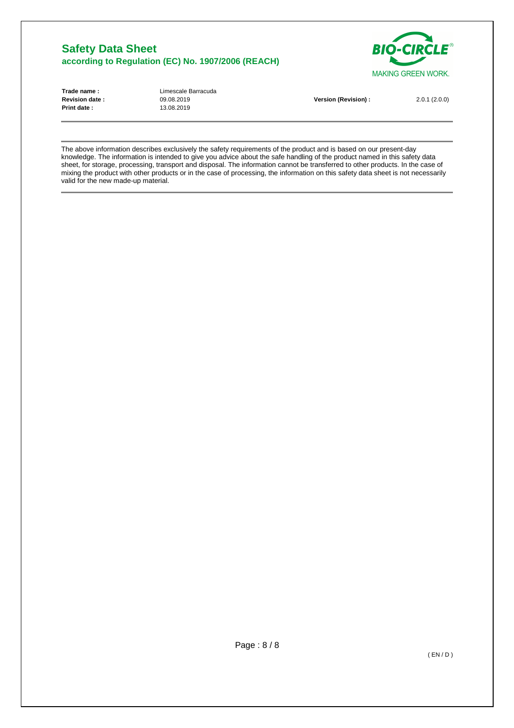The above information describes exclusively the safety requirements of the product and is based on our present-day knowledge. The information is intended to give you advice about the safe handling of the product named in this safety data sheet, for storage, processing, transport and disposal. The information cannot be transferred to other products. In the case of mixing the product with other products or in the case of processing, the information on this safety data sheet is not necessarily valid for the new made-up material.